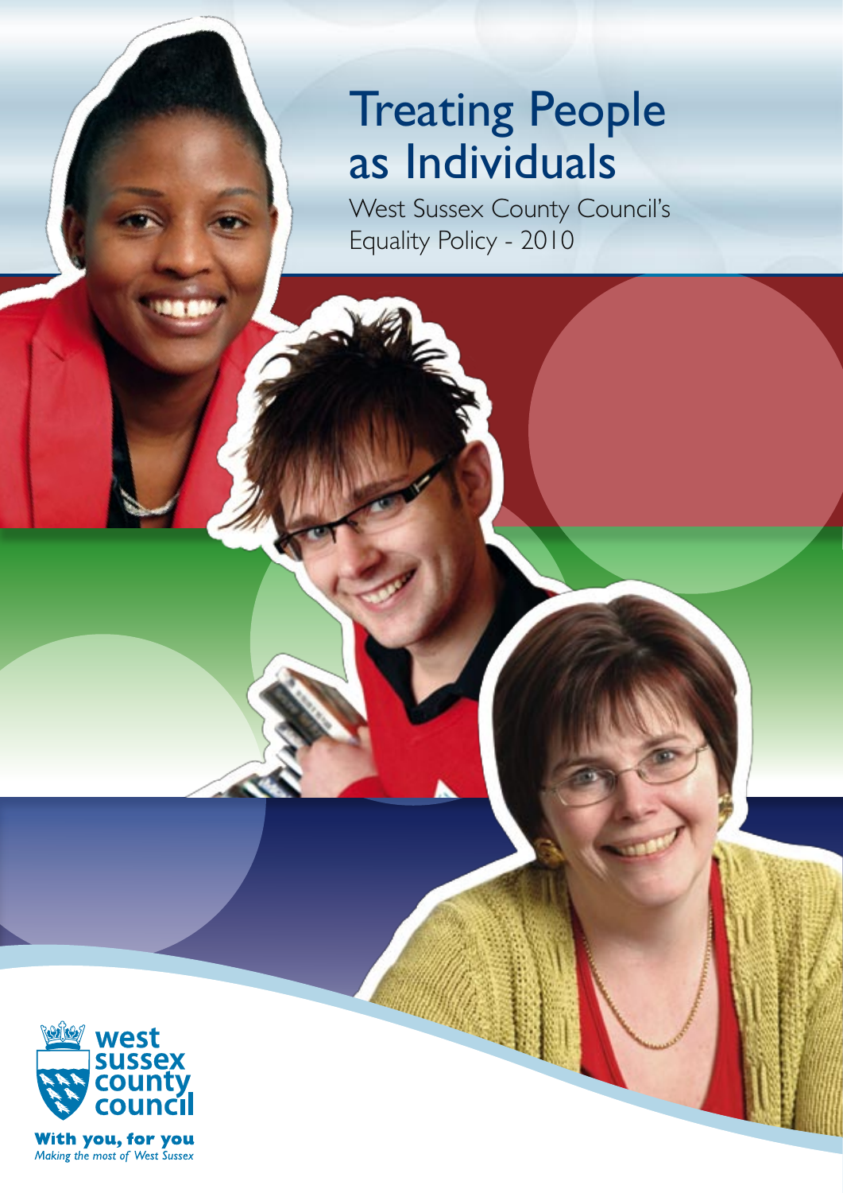# Treating People as Individuals

West Sussex County Council's Equality Policy - 2010

west sussex county council

**With you, for you**

*Making the most of West Sussex*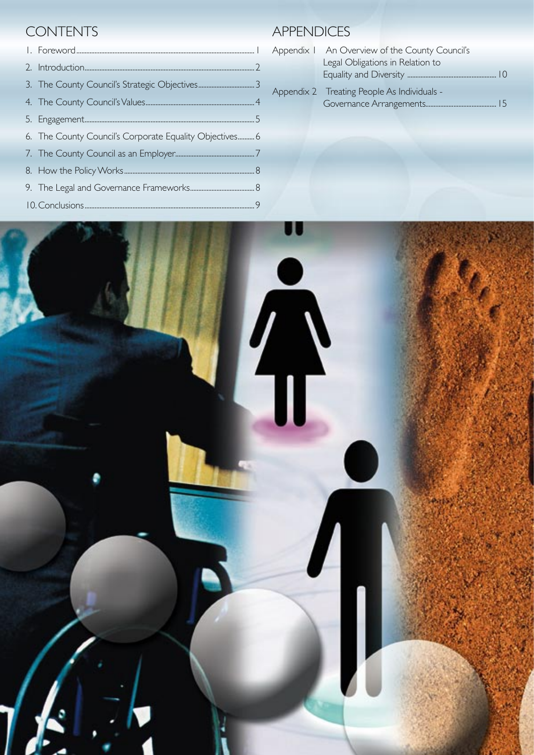## CONTENTS

1. Foreword........................................................................................................1
2. Introduction...................................................................................................2
3. The County Council's Strategic Objectives.................................3
4. The County Council's Values.................................................................4
5. Engagement....................................................................................................5
6. The County Council's Corporate Equality Objectives..........6
7. The County Council as an Employer...............................................7
8. How the Policy Works..............................................................................8
9. The Legal and Governance Frameworks......................................8
10. Conclusions...................................................................................................9

## APPENDICES

Appendix 1 An Overview of the County Council's Legal Obligations in Relation to Equality and Diversity ....................................................10

Appendix 2 Treating People As Individuals - Governance Arrangements.........................................15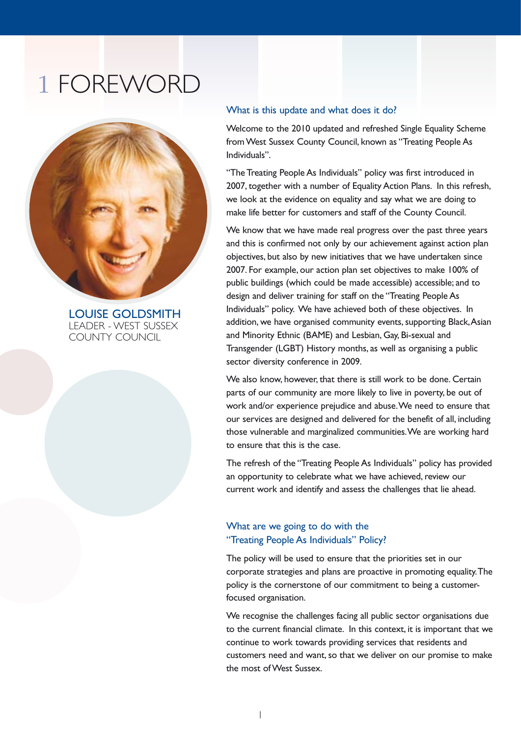# 1 FOREWORD

**LOUISE GOLDSMITH**
LEADER - WEST SUSSEX COUNTY COUNCIL

### What is this update and what does it do?

Welcome to the 2010 updated and refreshed Single Equality Scheme from West Sussex County Council, known as "Treating People As Individuals".

"The Treating People As Individuals" policy was first introduced in 2007, together with a number of Equality Action Plans. In this refresh, we look at the evidence on equality and say what we are doing to make life better for customers and staff of the County Council.

We know that we have made real progress over the past three years and this is confirmed not only by our achievement against action plan objectives, but also by new initiatives that we have undertaken since 2007. For example, our action plan set objectives to make 100% of public buildings (which could be made accessible) accessible; and to design and deliver training for staff on the "Treating People As Individuals" policy. We have achieved both of these objectives. In addition, we have organised community events, supporting Black, Asian and Minority Ethnic (BAME) and Lesbian, Gay, Bi-sexual and Transgender (LGBT) History months, as well as organising a public sector diversity conference in 2009.

We also know, however, that there is still work to be done. Certain parts of our community are more likely to live in poverty, be out of work and/or experience prejudice and abuse. We need to ensure that our services are designed and delivered for the benefit of all, including those vulnerable and marginalized communities. We are working hard to ensure that this is the case.

The refresh of the "Treating People As Individuals" policy has provided an opportunity to celebrate what we have achieved, review our current work and identify and assess the challenges that lie ahead.

### What are we going to do with the "Treating People As Individuals" Policy?

The policy will be used to ensure that the priorities set in our corporate strategies and plans are proactive in promoting equality. The policy is the cornerstone of our commitment to being a customer-focused organisation.

We recognise the challenges facing all public sector organisations due to the current financial climate. In this context, it is important that we continue to work towards providing services that residents and customers need and want, so that we deliver on our promise to make the most of West Sussex.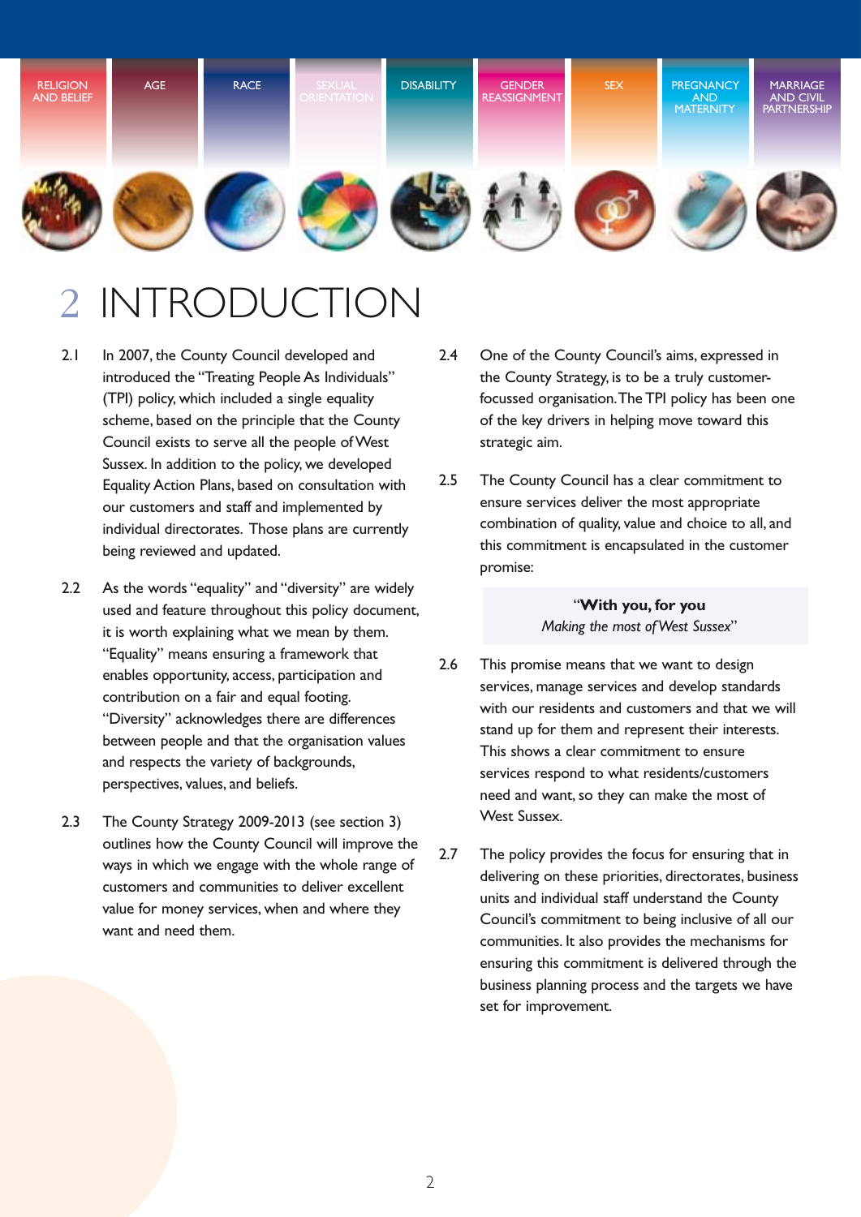RELIGION AND BELIEF | AGE | RACE | SEXUAL ORIENTATION | DISABILITY | GENDER REASSIGNMENT | SEX | PREGNANCY AND MATERNITY | MARRIAGE AND CIVIL PARTNERSHIP

# 2 INTRODUCTION

2.1 In 2007, the County Council developed and introduced the "Treating People As Individuals" (TPI) policy, which included a single equality scheme, based on the principle that the County Council exists to serve all the people of West Sussex. In addition to the policy, we developed Equality Action Plans, based on consultation with our customers and staff and implemented by individual directorates. Those plans are currently being reviewed and updated.

2.2 As the words "equality" and "diversity" are widely used and feature throughout this policy document, it is worth explaining what we mean by them. "Equality" means ensuring a framework that enables opportunity, access, participation and contribution on a fair and equal footing. "Diversity" acknowledges there are differences between people and that the organisation values and respects the variety of backgrounds, perspectives, values, and beliefs.

2.3 The County Strategy 2009-2013 (see section 3) outlines how the County Council will improve the ways in which we engage with the whole range of customers and communities to deliver excellent value for money services, when and where they want and need them.

2.4 One of the County Council's aims, expressed in the County Strategy, is to be a truly customer-focussed organisation. The TPI policy has been one of the key drivers in helping move toward this strategic aim.

2.5 The County Council has a clear commitment to ensure services deliver the most appropriate combination of quality, value and choice to all, and this commitment is encapsulated in the customer promise:

> "**With you, for you**
> *Making the most of West Sussex*"

2.6 This promise means that we want to design services, manage services and develop standards with our residents and customers and that we will stand up for them and represent their interests. This shows a clear commitment to ensure services respond to what residents/customers need and want, so they can make the most of West Sussex.

2.7 The policy provides the focus for ensuring that in delivering on these priorities, directorates, business units and individual staff understand the County Council's commitment to being inclusive of all our communities. It also provides the mechanisms for ensuring this commitment is delivered through the business planning process and the targets we have set for improvement.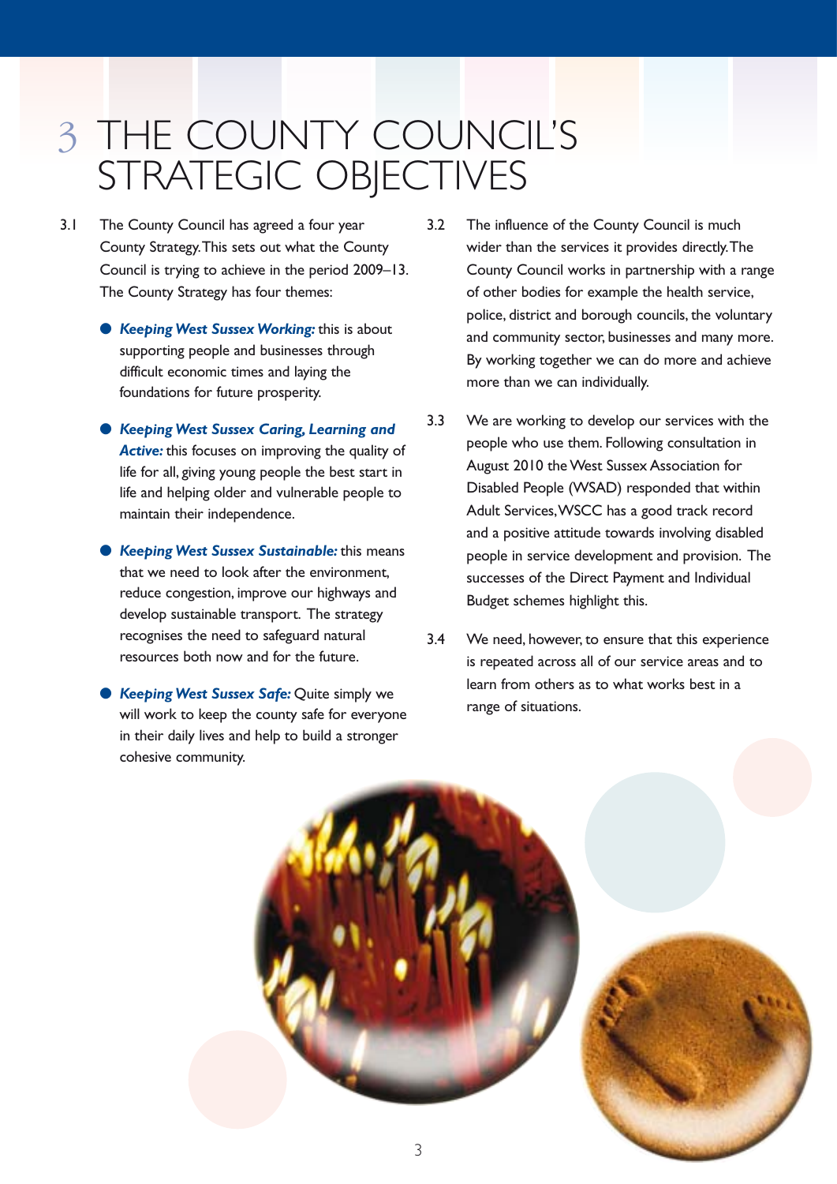# 3 THE COUNTY COUNCIL'S STRATEGIC OBJECTIVES

3.1 The County Council has agreed a four year County Strategy. This sets out what the County Council is trying to achieve in the period 2009–13. The County Strategy has four themes:

- ***Keeping West Sussex Working:*** this is about supporting people and businesses through difficult economic times and laying the foundations for future prosperity.
- ***Keeping West Sussex Caring, Learning and Active:*** this focuses on improving the quality of life for all, giving young people the best start in life and helping older and vulnerable people to maintain their independence.
- ***Keeping West Sussex Sustainable:*** this means that we need to look after the environment, reduce congestion, improve our highways and develop sustainable transport. The strategy recognises the need to safeguard natural resources both now and for the future.
- ***Keeping West Sussex Safe:*** Quite simply we will work to keep the county safe for everyone in their daily lives and help to build a stronger cohesive community.

3.2 The influence of the County Council is much wider than the services it provides directly. The County Council works in partnership with a range of other bodies for example the health service, police, district and borough councils, the voluntary and community sector, businesses and many more. By working together we can do more and achieve more than we can individually.

3.3 We are working to develop our services with the people who use them. Following consultation in August 2010 the West Sussex Association for Disabled People (WSAD) responded that within Adult Services, WSCC has a good track record and a positive attitude towards involving disabled people in service development and provision. The successes of the Direct Payment and Individual Budget schemes highlight this.

3.4 We need, however, to ensure that this experience is repeated across all of our service areas and to learn from others as to what works best in a range of situations.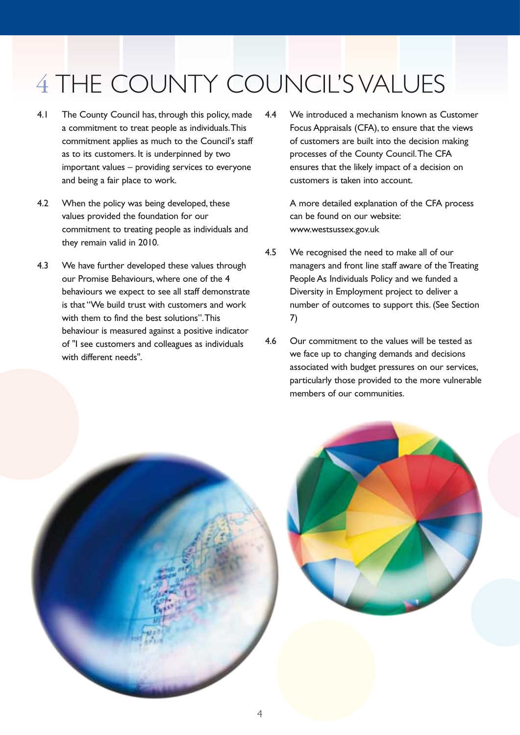# 4 THE COUNTY COUNCIL'S VALUES

4.1 The County Council has, through this policy, made a commitment to treat people as individuals. This commitment applies as much to the Council's staff as to its customers. It is underpinned by two important values – providing services to everyone and being a fair place to work.

4.2 When the policy was being developed, these values provided the foundation for our commitment to treating people as individuals and they remain valid in 2010.

4.3 We have further developed these values through our Promise Behaviours, where one of the 4 behaviours we expect to see all staff demonstrate is that "We build trust with customers and work with them to find the best solutions". This behaviour is measured against a positive indicator of "I see customers and colleagues as individuals with different needs".

4.4 We introduced a mechanism known as Customer Focus Appraisals (CFA), to ensure that the views of customers are built into the decision making processes of the County Council. The CFA ensures that the likely impact of a decision on customers is taken into account.

A more detailed explanation of the CFA process can be found on our website: www.westsussex.gov.uk

4.5 We recognised the need to make all of our managers and front line staff aware of the Treating People As Individuals Policy and we funded a Diversity in Employment project to deliver a number of outcomes to support this. (See Section 7)

4.6 Our commitment to the values will be tested as we face up to changing demands and decisions associated with budget pressures on our services, particularly those provided to the more vulnerable members of our communities.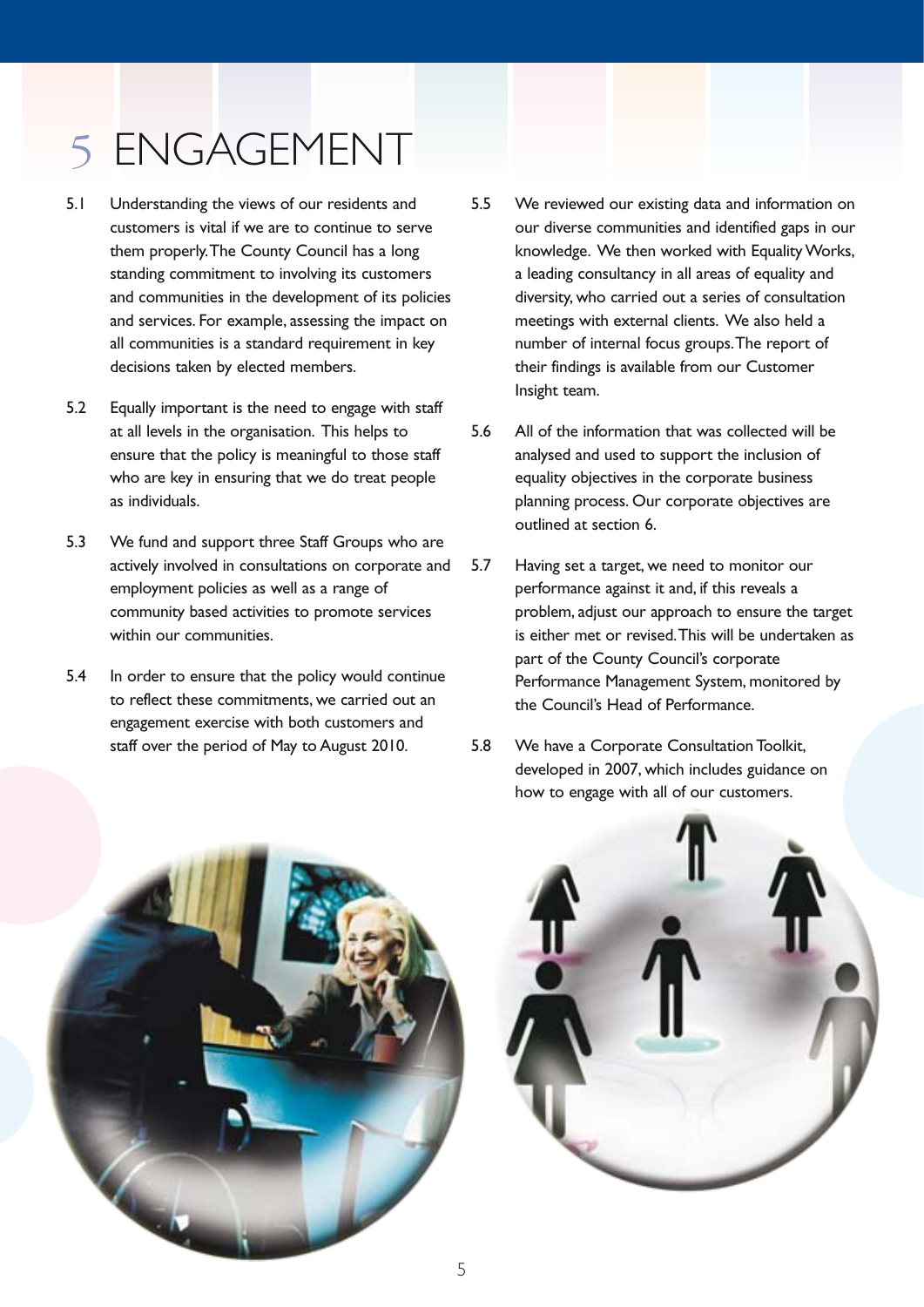# 5 ENGAGEMENT

5.1 Understanding the views of our residents and customers is vital if we are to continue to serve them properly. The County Council has a long standing commitment to involving its customers and communities in the development of its policies and services. For example, assessing the impact on all communities is a standard requirement in key decisions taken by elected members.

5.2 Equally important is the need to engage with staff at all levels in the organisation. This helps to ensure that the policy is meaningful to those staff who are key in ensuring that we do treat people as individuals.

5.3 We fund and support three Staff Groups who are actively involved in consultations on corporate and employment policies as well as a range of community based activities to promote services within our communities.

5.4 In order to ensure that the policy would continue to reflect these commitments, we carried out an engagement exercise with both customers and staff over the period of May to August 2010.

5.5 We reviewed our existing data and information on our diverse communities and identified gaps in our knowledge. We then worked with Equality Works, a leading consultancy in all areas of equality and diversity, who carried out a series of consultation meetings with external clients. We also held a number of internal focus groups. The report of their findings is available from our Customer Insight team.

5.6 All of the information that was collected will be analysed and used to support the inclusion of equality objectives in the corporate business planning process. Our corporate objectives are outlined at section 6.

5.7 Having set a target, we need to monitor our performance against it and, if this reveals a problem, adjust our approach to ensure the target is either met or revised. This will be undertaken as part of the County Council's corporate Performance Management System, monitored by the Council's Head of Performance.

5.8 We have a Corporate Consultation Toolkit, developed in 2007, which includes guidance on how to engage with all of our customers.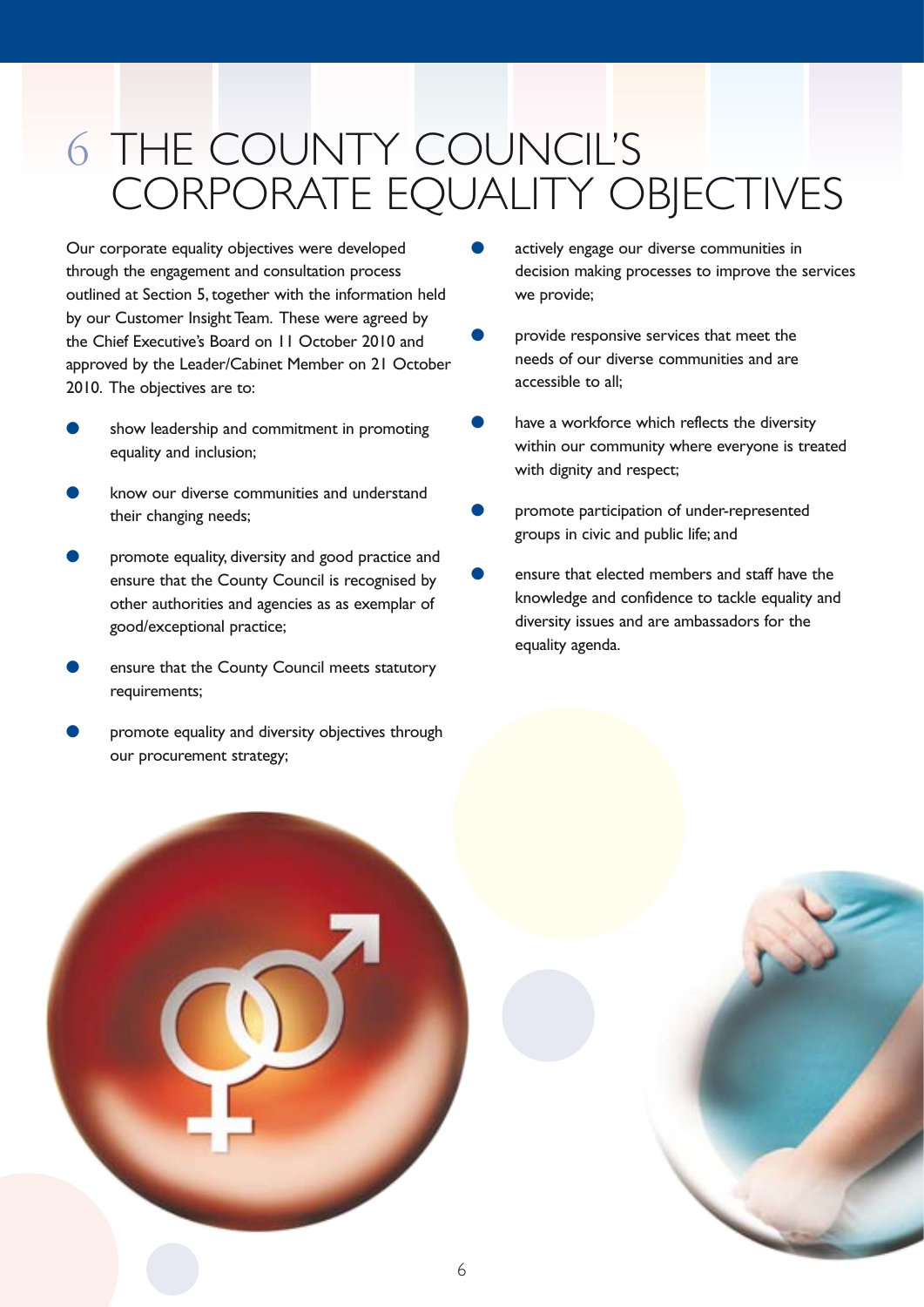# 6 THE COUNTY COUNCIL'S CORPORATE EQUALITY OBJECTIVES

Our corporate equality objectives were developed through the engagement and consultation process outlined at Section 5, together with the information held by our Customer Insight Team. These were agreed by the Chief Executive's Board on 11 October 2010 and approved by the Leader/Cabinet Member on 21 October 2010. The objectives are to:

- show leadership and commitment in promoting equality and inclusion;
- know our diverse communities and understand their changing needs;
- promote equality, diversity and good practice and ensure that the County Council is recognised by other authorities and agencies as as exemplar of good/exceptional practice;
- ensure that the County Council meets statutory requirements;
- promote equality and diversity objectives through our procurement strategy;
- actively engage our diverse communities in decision making processes to improve the services we provide;
- provide responsive services that meet the needs of our diverse communities and are accessible to all;
- have a workforce which reflects the diversity within our community where everyone is treated with dignity and respect;
- promote participation of under-represented groups in civic and public life; and
- ensure that elected members and staff have the knowledge and confidence to tackle equality and diversity issues and are ambassadors for the equality agenda.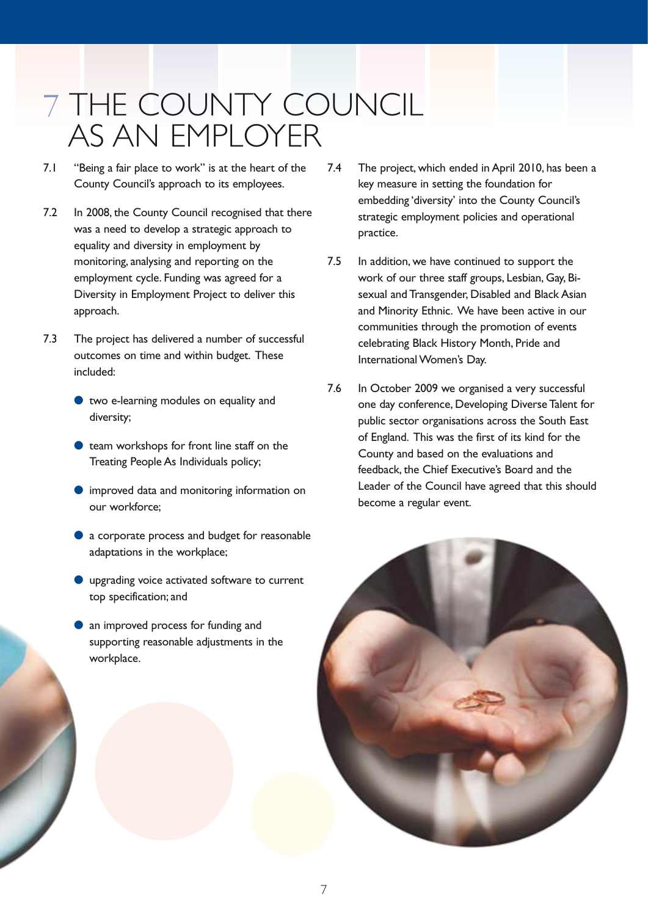# 7 THE COUNTY COUNCIL AS AN EMPLOYER

7.1 "Being a fair place to work" is at the heart of the County Council's approach to its employees.

7.2 In 2008, the County Council recognised that there was a need to develop a strategic approach to equality and diversity in employment by monitoring, analysing and reporting on the employment cycle. Funding was agreed for a Diversity in Employment Project to deliver this approach.

7.3 The project has delivered a number of successful outcomes on time and within budget. These included:

- two e-learning modules on equality and diversity;
- team workshops for front line staff on the Treating People As Individuals policy;
- improved data and monitoring information on our workforce;
- a corporate process and budget for reasonable adaptations in the workplace;
- upgrading voice activated software to current top specification; and
- an improved process for funding and supporting reasonable adjustments in the workplace.

7.4 The project, which ended in April 2010, has been a key measure in setting the foundation for embedding 'diversity' into the County Council's strategic employment policies and operational practice.

7.5 In addition, we have continued to support the work of our three staff groups, Lesbian, Gay, Bi-sexual and Transgender, Disabled and Black Asian and Minority Ethnic. We have been active in our communities through the promotion of events celebrating Black History Month, Pride and International Women's Day.

7.6 In October 2009 we organised a very successful one day conference, Developing Diverse Talent for public sector organisations across the South East of England. This was the first of its kind for the County and based on the evaluations and feedback, the Chief Executive's Board and the Leader of the Council have agreed that this should become a regular event.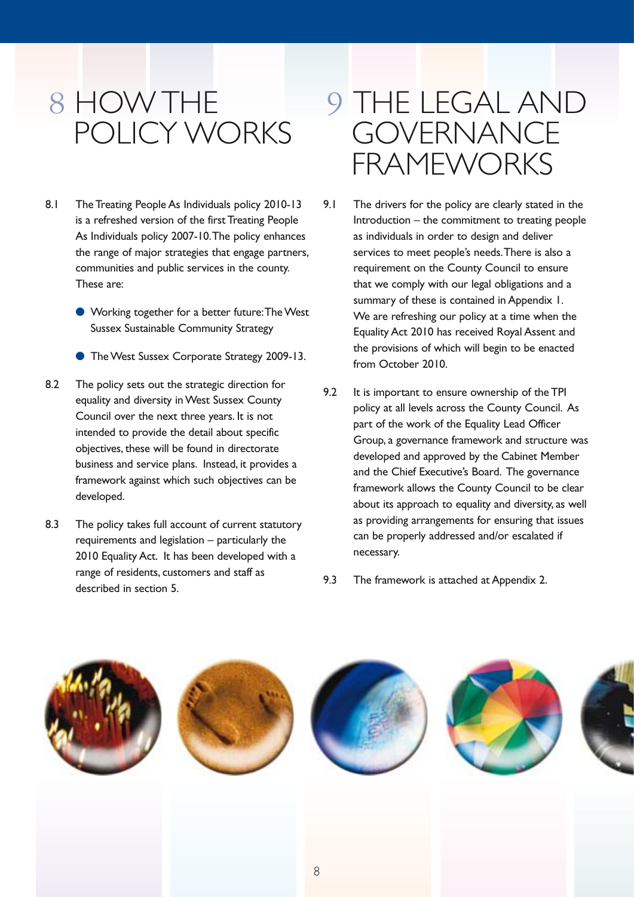# 8 HOW THE POLICY WORKS

8.1 The Treating People As Individuals policy 2010-13 is a refreshed version of the first Treating People As Individuals policy 2007-10. The policy enhances the range of major strategies that engage partners, communities and public services in the county. These are:

- Working together for a better future: The West Sussex Sustainable Community Strategy
- The West Sussex Corporate Strategy 2009-13.

8.2 The policy sets out the strategic direction for equality and diversity in West Sussex County Council over the next three years. It is not intended to provide the detail about specific objectives, these will be found in directorate business and service plans. Instead, it provides a framework against which such objectives can be developed.

8.3 The policy takes full account of current statutory requirements and legislation – particularly the 2010 Equality Act. It has been developed with a range of residents, customers and staff as described in section 5.

# 9 THE LEGAL AND GOVERNANCE FRAMEWORKS

9.1 The drivers for the policy are clearly stated in the Introduction – the commitment to treating people as individuals in order to design and deliver services to meet people's needs. There is also a requirement on the County Council to ensure that we comply with our legal obligations and a summary of these is contained in Appendix 1. We are refreshing our policy at a time when the Equality Act 2010 has received Royal Assent and the provisions of which will begin to be enacted from October 2010.

9.2 It is important to ensure ownership of the TPI policy at all levels across the County Council. As part of the work of the Equality Lead Officer Group, a governance framework and structure was developed and approved by the Cabinet Member and the Chief Executive's Board. The governance framework allows the County Council to be clear about its approach to equality and diversity, as well as providing arrangements for ensuring that issues can be properly addressed and/or escalated if necessary.

9.3 The framework is attached at Appendix 2.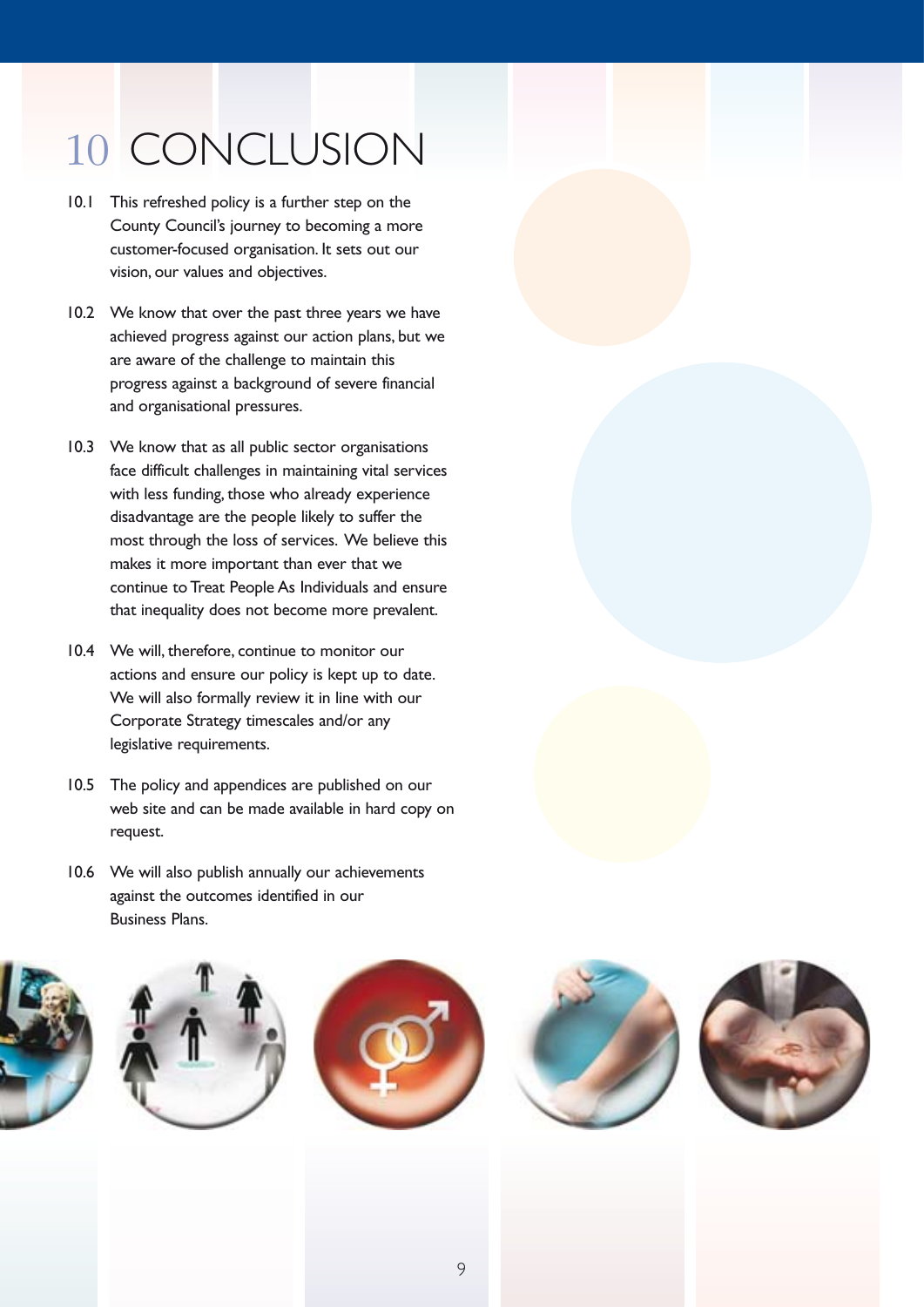# 10 CONCLUSION

10.1 This refreshed policy is a further step on the County Council's journey to becoming a more customer-focused organisation. It sets out our vision, our values and objectives.

10.2 We know that over the past three years we have achieved progress against our action plans, but we are aware of the challenge to maintain this progress against a background of severe financial and organisational pressures.

10.3 We know that as all public sector organisations face difficult challenges in maintaining vital services with less funding, those who already experience disadvantage are the people likely to suffer the most through the loss of services. We believe this makes it more important than ever that we continue to Treat People As Individuals and ensure that inequality does not become more prevalent.

10.4 We will, therefore, continue to monitor our actions and ensure our policy is kept up to date. We will also formally review it in line with our Corporate Strategy timescales and/or any legislative requirements.

10.5 The policy and appendices are published on our web site and can be made available in hard copy on request.

10.6 We will also publish annually our achievements against the outcomes identified in our Business Plans.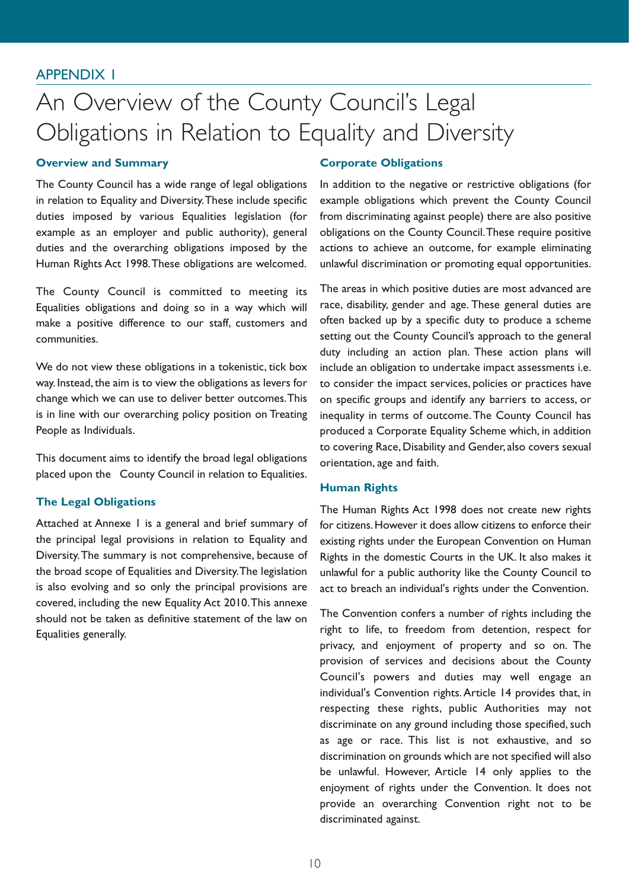## APPENDIX 1

# An Overview of the County Council's Legal Obligations in Relation to Equality and Diversity

### Overview and Summary

The County Council has a wide range of legal obligations in relation to Equality and Diversity. These include specific duties imposed by various Equalities legislation (for example as an employer and public authority), general duties and the overarching obligations imposed by the Human Rights Act 1998. These obligations are welcomed.

The County Council is committed to meeting its Equalities obligations and doing so in a way which will make a positive difference to our staff, customers and communities.

We do not view these obligations in a tokenistic, tick box way. Instead, the aim is to view the obligations as levers for change which we can use to deliver better outcomes. This is in line with our overarching policy position on Treating People as Individuals.

This document aims to identify the broad legal obligations placed upon the County Council in relation to Equalities.

### The Legal Obligations

Attached at Annexe 1 is a general and brief summary of the principal legal provisions in relation to Equality and Diversity. The summary is not comprehensive, because of the broad scope of Equalities and Diversity. The legislation is also evolving and so only the principal provisions are covered, including the new Equality Act 2010. This annexe should not be taken as definitive statement of the law on Equalities generally.

### Corporate Obligations

In addition to the negative or restrictive obligations (for example obligations which prevent the County Council from discriminating against people) there are also positive obligations on the County Council. These require positive actions to achieve an outcome, for example eliminating unlawful discrimination or promoting equal opportunities.

The areas in which positive duties are most advanced are race, disability, gender and age. These general duties are often backed up by a specific duty to produce a scheme setting out the County Council's approach to the general duty including an action plan. These action plans will include an obligation to undertake impact assessments i.e. to consider the impact services, policies or practices have on specific groups and identify any barriers to access, or inequality in terms of outcome. The County Council has produced a Corporate Equality Scheme which, in addition to covering Race, Disability and Gender, also covers sexual orientation, age and faith.

### Human Rights

The Human Rights Act 1998 does not create new rights for citizens. However it does allow citizens to enforce their existing rights under the European Convention on Human Rights in the domestic Courts in the UK. It also makes it unlawful for a public authority like the County Council to act to breach an individual's rights under the Convention.

The Convention confers a number of rights including the right to life, to freedom from detention, respect for privacy, and enjoyment of property and so on. The provision of services and decisions about the County Council's powers and duties may well engage an individual's Convention rights. Article 14 provides that, in respecting these rights, public Authorities may not discriminate on any ground including those specified, such as age or race. This list is not exhaustive, and so discrimination on grounds which are not specified will also be unlawful. However, Article 14 only applies to the enjoyment of rights under the Convention. It does not provide an overarching Convention right not to be discriminated against.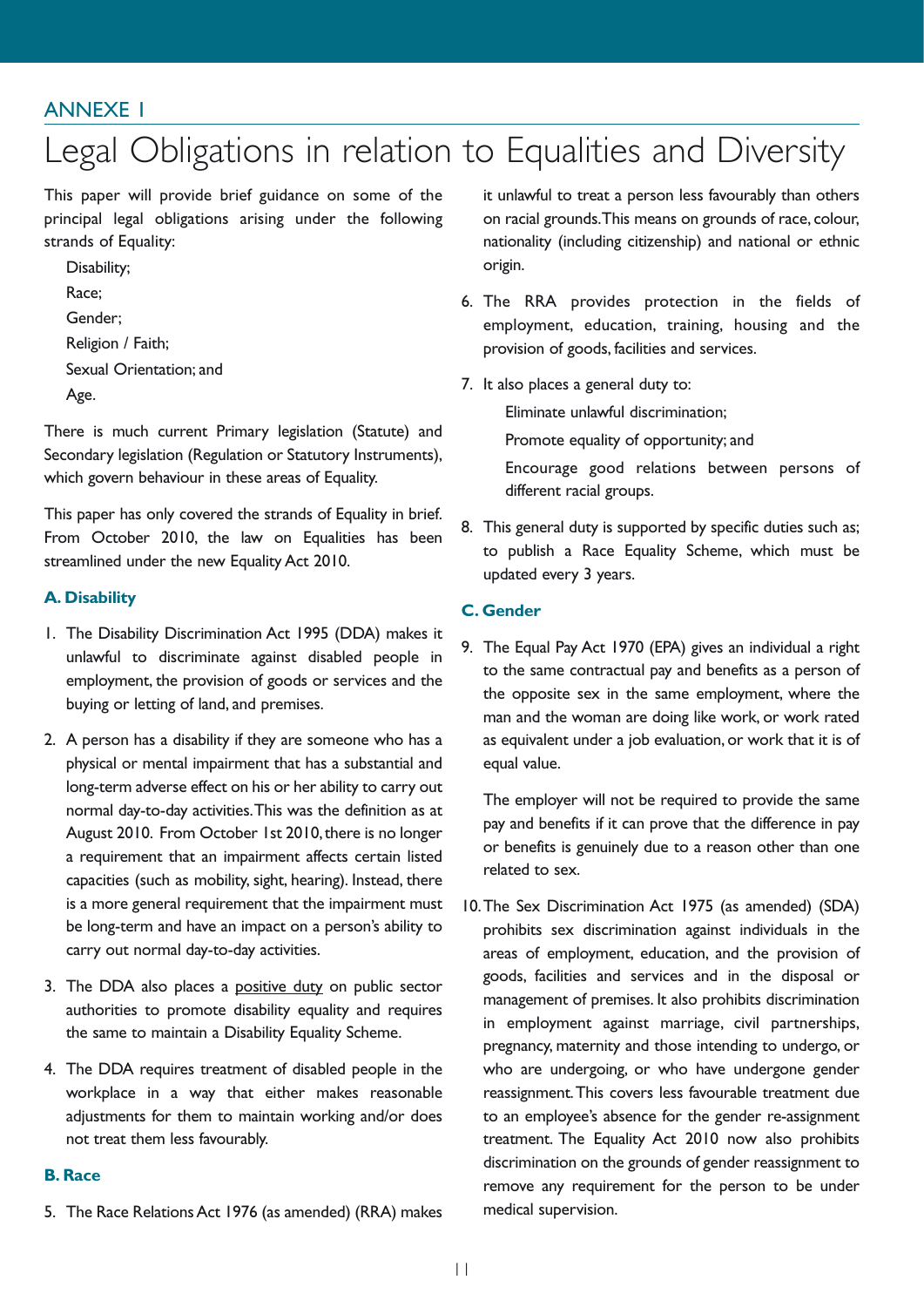ANNEXE 1

# Legal Obligations in relation to Equalities and Diversity

This paper will provide brief guidance on some of the principal legal obligations arising under the following strands of Equality:

- Disability;
- Race;
- Gender;
- Religion / Faith;
- Sexual Orientation; and
- Age.

There is much current Primary legislation (Statute) and Secondary legislation (Regulation or Statutory Instruments), which govern behaviour in these areas of Equality.

This paper has only covered the strands of Equality in brief. From October 2010, the law on Equalities has been streamlined under the new Equality Act 2010.

### A. Disability

1. The Disability Discrimination Act 1995 (DDA) makes it unlawful to discriminate against disabled people in employment, the provision of goods or services and the buying or letting of land, and premises.

2. A person has a disability if they are someone who has a physical or mental impairment that has a substantial and long-term adverse effect on his or her ability to carry out normal day-to-day activities. This was the definition as at August 2010. From October 1st 2010, there is no longer a requirement that an impairment affects certain listed capacities (such as mobility, sight, hearing). Instead, there is a more general requirement that the impairment must be long-term and have an impact on a person's ability to carry out normal day-to-day activities.

3. The DDA also places a <u>positive duty</u> on public sector authorities to promote disability equality and requires the same to maintain a Disability Equality Scheme.

4. The DDA requires treatment of disabled people in the workplace in a way that either makes reasonable adjustments for them to maintain working and/or does not treat them less favourably.

### B. Race

5. The Race Relations Act 1976 (as amended) (RRA) makes it unlawful to treat a person less favourably than others on racial grounds. This means on grounds of race, colour, nationality (including citizenship) and national or ethnic origin.

6. The RRA provides protection in the fields of employment, education, training, housing and the provision of goods, facilities and services.

7. It also places a general duty to:
   - Eliminate unlawful discrimination;
   - Promote equality of opportunity; and
   - Encourage good relations between persons of different racial groups.

8. This general duty is supported by specific duties such as; to publish a Race Equality Scheme, which must be updated every 3 years.

### C. Gender

9. The Equal Pay Act 1970 (EPA) gives an individual a right to the same contractual pay and benefits as a person of the opposite sex in the same employment, where the man and the woman are doing like work, or work rated as equivalent under a job evaluation, or work that it is of equal value.

   The employer will not be required to provide the same pay and benefits if it can prove that the difference in pay or benefits is genuinely due to a reason other than one related to sex.

10. The Sex Discrimination Act 1975 (as amended) (SDA) prohibits sex discrimination against individuals in the areas of employment, education, and the provision of goods, facilities and services and in the disposal or management of premises. It also prohibits discrimination in employment against marriage, civil partnerships, pregnancy, maternity and those intending to undergo, or who are undergoing, or who have undergone gender reassignment. This covers less favourable treatment due to an employee's absence for the gender re-assignment treatment. The Equality Act 2010 now also prohibits discrimination on the grounds of gender reassignment to remove any requirement for the person to be under medical supervision.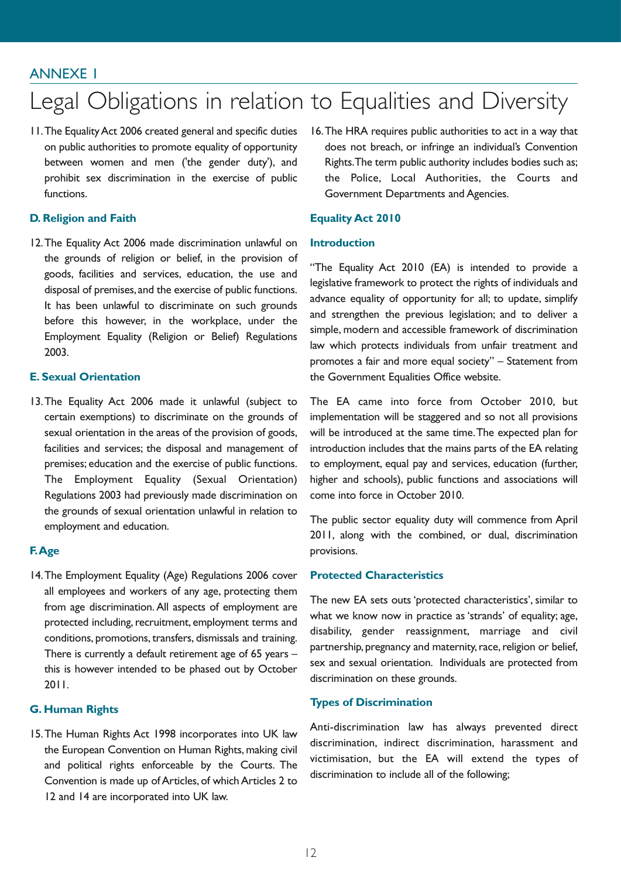## ANNEXE 1

# Legal Obligations in relation to Equalities and Diversity

11. The Equality Act 2006 created general and specific duties on public authorities to promote equality of opportunity between women and men ('the gender duty'), and prohibit sex discrimination in the exercise of public functions.

### D. Religion and Faith

12. The Equality Act 2006 made discrimination unlawful on the grounds of religion or belief, in the provision of goods, facilities and services, education, the use and disposal of premises, and the exercise of public functions. It has been unlawful to discriminate on such grounds before this however, in the workplace, under the Employment Equality (Religion or Belief) Regulations 2003.

### E. Sexual Orientation

13. The Equality Act 2006 made it unlawful (subject to certain exemptions) to discriminate on the grounds of sexual orientation in the areas of the provision of goods, facilities and services; the disposal and management of premises; education and the exercise of public functions. The Employment Equality (Sexual Orientation) Regulations 2003 had previously made discrimination on the grounds of sexual orientation unlawful in relation to employment and education.

### F. Age

14. The Employment Equality (Age) Regulations 2006 cover all employees and workers of any age, protecting them from age discrimination. All aspects of employment are protected including, recruitment, employment terms and conditions, promotions, transfers, dismissals and training. There is currently a default retirement age of 65 years – this is however intended to be phased out by October 2011.

### G. Human Rights

15. The Human Rights Act 1998 incorporates into UK law the European Convention on Human Rights, making civil and political rights enforceable by the Courts. The Convention is made up of Articles, of which Articles 2 to 12 and 14 are incorporated into UK law.

16. The HRA requires public authorities to act in a way that does not breach, or infringe an individual's Convention Rights. The term public authority includes bodies such as; the Police, Local Authorities, the Courts and Government Departments and Agencies.

### Equality Act 2010

### Introduction

"The Equality Act 2010 (EA) is intended to provide a legislative framework to protect the rights of individuals and advance equality of opportunity for all; to update, simplify and strengthen the previous legislation; and to deliver a simple, modern and accessible framework of discrimination law which protects individuals from unfair treatment and promotes a fair and more equal society" – Statement from the Government Equalities Office website.

The EA came into force from October 2010, but implementation will be staggered and so not all provisions will be introduced at the same time. The expected plan for introduction includes that the mains parts of the EA relating to employment, equal pay and services, education (further, higher and schools), public functions and associations will come into force in October 2010.

The public sector equality duty will commence from April 2011, along with the combined, or dual, discrimination provisions.

### Protected Characteristics

The new EA sets outs 'protected characteristics', similar to what we know now in practice as 'strands' of equality; age, disability, gender reassignment, marriage and civil partnership, pregnancy and maternity, race, religion or belief, sex and sexual orientation. Individuals are protected from discrimination on these grounds.

### Types of Discrimination

Anti-discrimination law has always prevented direct discrimination, indirect discrimination, harassment and victimisation, but the EA will extend the types of discrimination to include all of the following;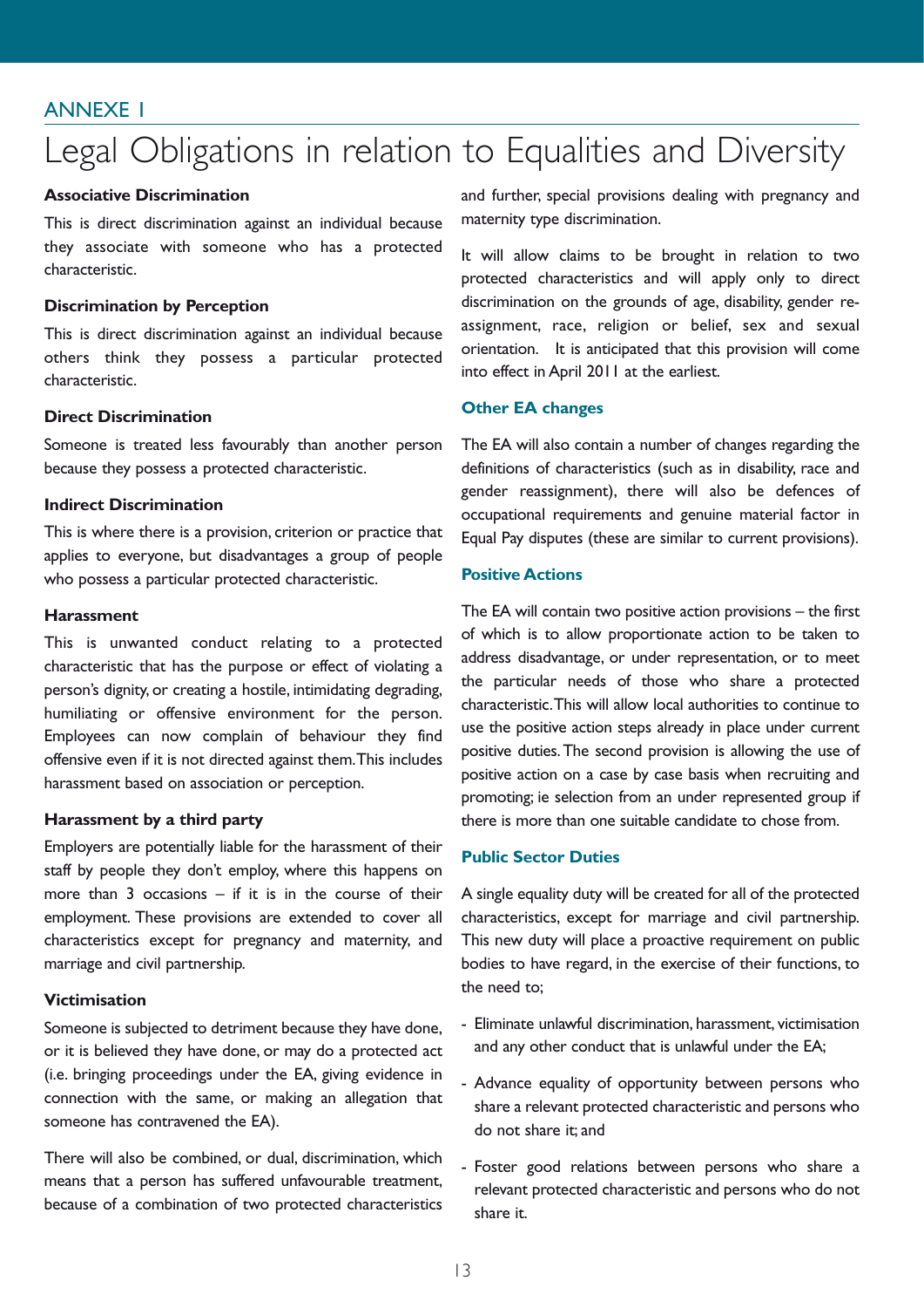ANNEXE 1

# Legal Obligations in relation to Equalities and Diversity

**Associative Discrimination**

This is direct discrimination against an individual because they associate with someone who has a protected characteristic.

**Discrimination by Perception**

This is direct discrimination against an individual because others think they possess a particular protected characteristic.

**Direct Discrimination**

Someone is treated less favourably than another person because they possess a protected characteristic.

**Indirect Discrimination**

This is where there is a provision, criterion or practice that applies to everyone, but disadvantages a group of people who possess a particular protected characteristic.

**Harassment**

This is unwanted conduct relating to a protected characteristic that has the purpose or effect of violating a person's dignity, or creating a hostile, intimidating degrading, humiliating or offensive environment for the person. Employees can now complain of behaviour they find offensive even if it is not directed against them. This includes harassment based on association or perception.

**Harassment by a third party**

Employers are potentially liable for the harassment of their staff by people they don't employ, where this happens on more than 3 occasions – if it is in the course of their employment. These provisions are extended to cover all characteristics except for pregnancy and maternity, and marriage and civil partnership.

**Victimisation**

Someone is subjected to detriment because they have done, or it is believed they have done, or may do a protected act (i.e. bringing proceedings under the EA, giving evidence in connection with the same, or making an allegation that someone has contravened the EA).

There will also be combined, or dual, discrimination, which means that a person has suffered unfavourable treatment, because of a combination of two protected characteristics and further, special provisions dealing with pregnancy and maternity type discrimination.

It will allow claims to be brought in relation to two protected characteristics and will apply only to direct discrimination on the grounds of age, disability, gender re-assignment, race, religion or belief, sex and sexual orientation. It is anticipated that this provision will come into effect in April 2011 at the earliest.

**Other EA changes**

The EA will also contain a number of changes regarding the definitions of characteristics (such as in disability, race and gender reassignment), there will also be defences of occupational requirements and genuine material factor in Equal Pay disputes (these are similar to current provisions).

**Positive Actions**

The EA will contain two positive action provisions – the first of which is to allow proportionate action to be taken to address disadvantage, or under representation, or to meet the particular needs of those who share a protected characteristic. This will allow local authorities to continue to use the positive action steps already in place under current positive duties. The second provision is allowing the use of positive action on a case by case basis when recruiting and promoting; ie selection from an under represented group if there is more than one suitable candidate to chose from.

**Public Sector Duties**

A single equality duty will be created for all of the protected characteristics, except for marriage and civil partnership. This new duty will place a proactive requirement on public bodies to have regard, in the exercise of their functions, to the need to;

- Eliminate unlawful discrimination, harassment, victimisation and any other conduct that is unlawful under the EA;
- Advance equality of opportunity between persons who share a relevant protected characteristic and persons who do not share it; and
- Foster good relations between persons who share a relevant protected characteristic and persons who do not share it.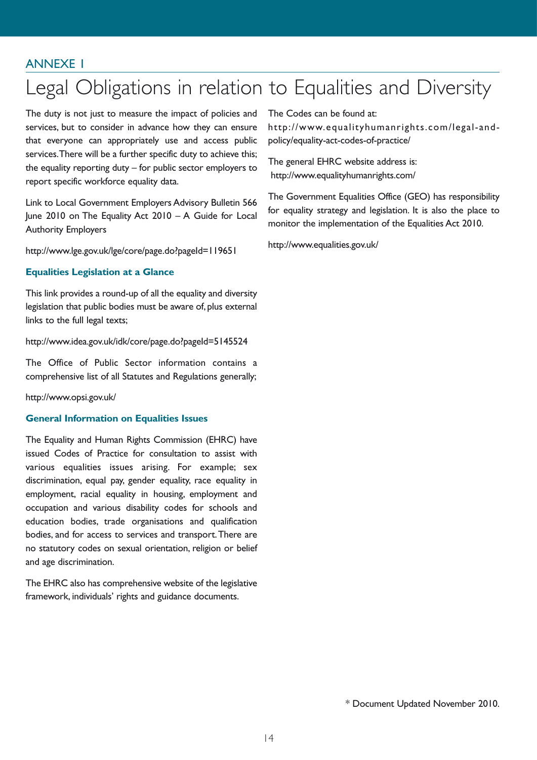ANNEXE 1

# Legal Obligations in relation to Equalities and Diversity

The duty is not just to measure the impact of policies and services, but to consider in advance how they can ensure that everyone can appropriately use and access public services. There will be a further specific duty to achieve this; the equality reporting duty – for public sector employers to report specific workforce equality data.

Link to Local Government Employers Advisory Bulletin 566 June 2010 on The Equality Act 2010 – A Guide for Local Authority Employers

http://www.lge.gov.uk/lge/core/page.do?pageId=119651

### Equalities Legislation at a Glance

This link provides a round-up of all the equality and diversity legislation that public bodies must be aware of, plus external links to the full legal texts;

http://www.idea.gov.uk/idk/core/page.do?pageId=5145524

The Office of Public Sector information contains a comprehensive list of all Statutes and Regulations generally;

http://www.opsi.gov.uk/

### General Information on Equalities Issues

The Equality and Human Rights Commission (EHRC) have issued Codes of Practice for consultation to assist with various equalities issues arising. For example; sex discrimination, equal pay, gender equality, race equality in employment, racial equality in housing, employment and occupation and various disability codes for schools and education bodies, trade organisations and qualification bodies, and for access to services and transport. There are no statutory codes on sexual orientation, religion or belief and age discrimination.

The EHRC also has comprehensive website of the legislative framework, individuals' rights and guidance documents.

The Codes can be found at:
http://www.equalityhumanrights.com/legal-and-policy/equality-act-codes-of-practice/

The general EHRC website address is:
http://www.equalityhumanrights.com/

The Government Equalities Office (GEO) has responsibility for equality strategy and legislation. It is also the place to monitor the implementation of the Equalities Act 2010.

http://www.equalities.gov.uk/

* Document Updated November 2010.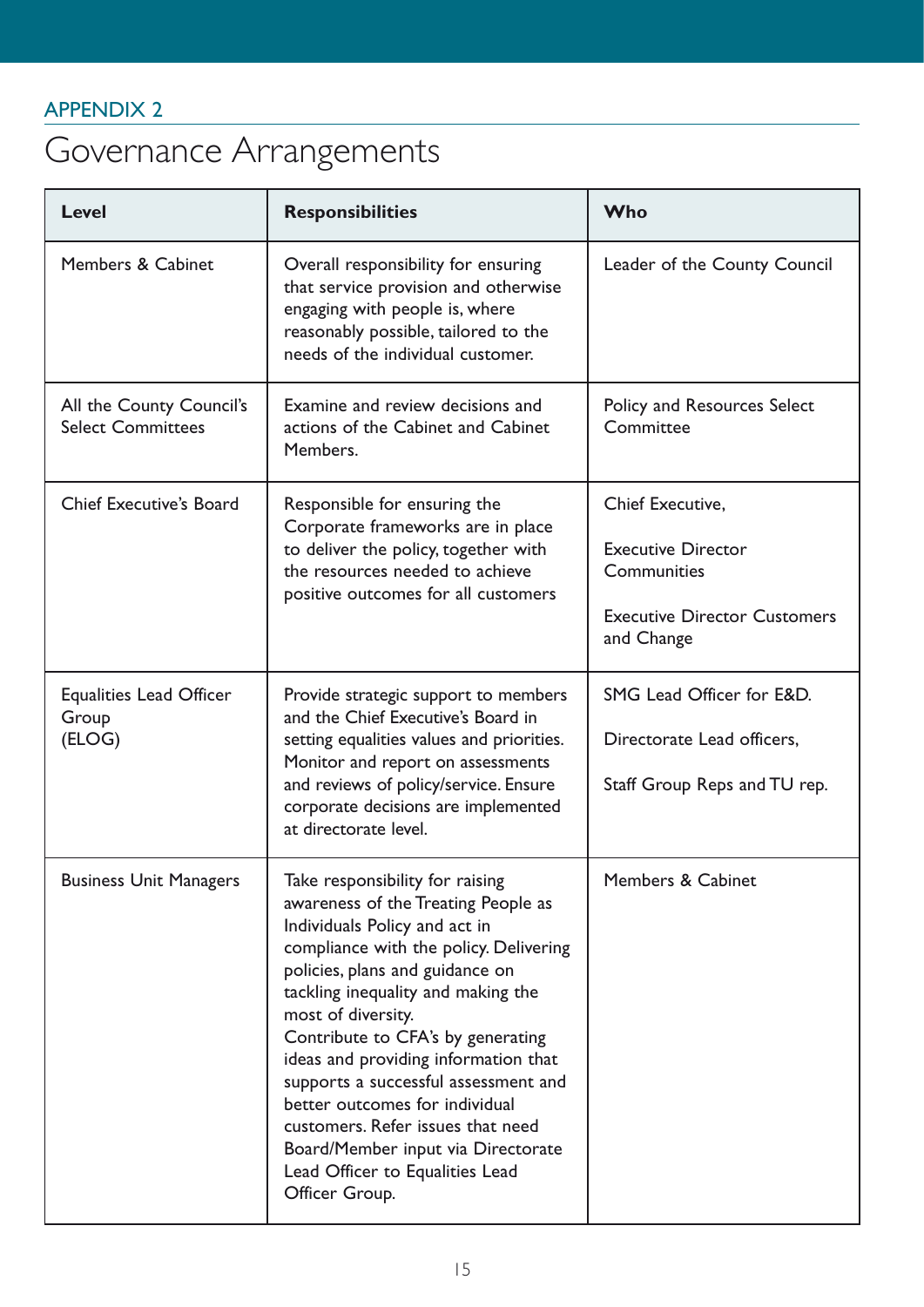APPENDIX 2

# Governance Arrangements

| Level | Responsibilities | Who |
|---|---|---|
| Members & Cabinet | Overall responsibility for ensuring that service provision and otherwise engaging with people is, where reasonably possible, tailored to the needs of the individual customer. | Leader of the County Council |
| All the County Council's Select Committees | Examine and review decisions and actions of the Cabinet and Cabinet Members. | Policy and Resources Select Committee |
| Chief Executive's Board | Responsible for ensuring the Corporate frameworks are in place to deliver the policy, together with the resources needed to achieve positive outcomes for all customers | Chief Executive,<br><br>Executive Director Communities<br><br>Executive Director Customers and Change |
| Equalities Lead Officer Group (ELOG) | Provide strategic support to members and the Chief Executive's Board in setting equalities values and priorities. Monitor and report on assessments and reviews of policy/service. Ensure corporate decisions are implemented at directorate level. | SMG Lead Officer for E&D.<br><br>Directorate Lead officers,<br><br>Staff Group Reps and TU rep. |
| Business Unit Managers | Take responsibility for raising awareness of the Treating People as Individuals Policy and act in compliance with the policy. Delivering policies, plans and guidance on tackling inequality and making the most of diversity.<br>Contribute to CFA's by generating ideas and providing information that supports a successful assessment and better outcomes for individual customers. Refer issues that need Board/Member input via Directorate Lead Officer to Equalities Lead Officer Group. | Members & Cabinet |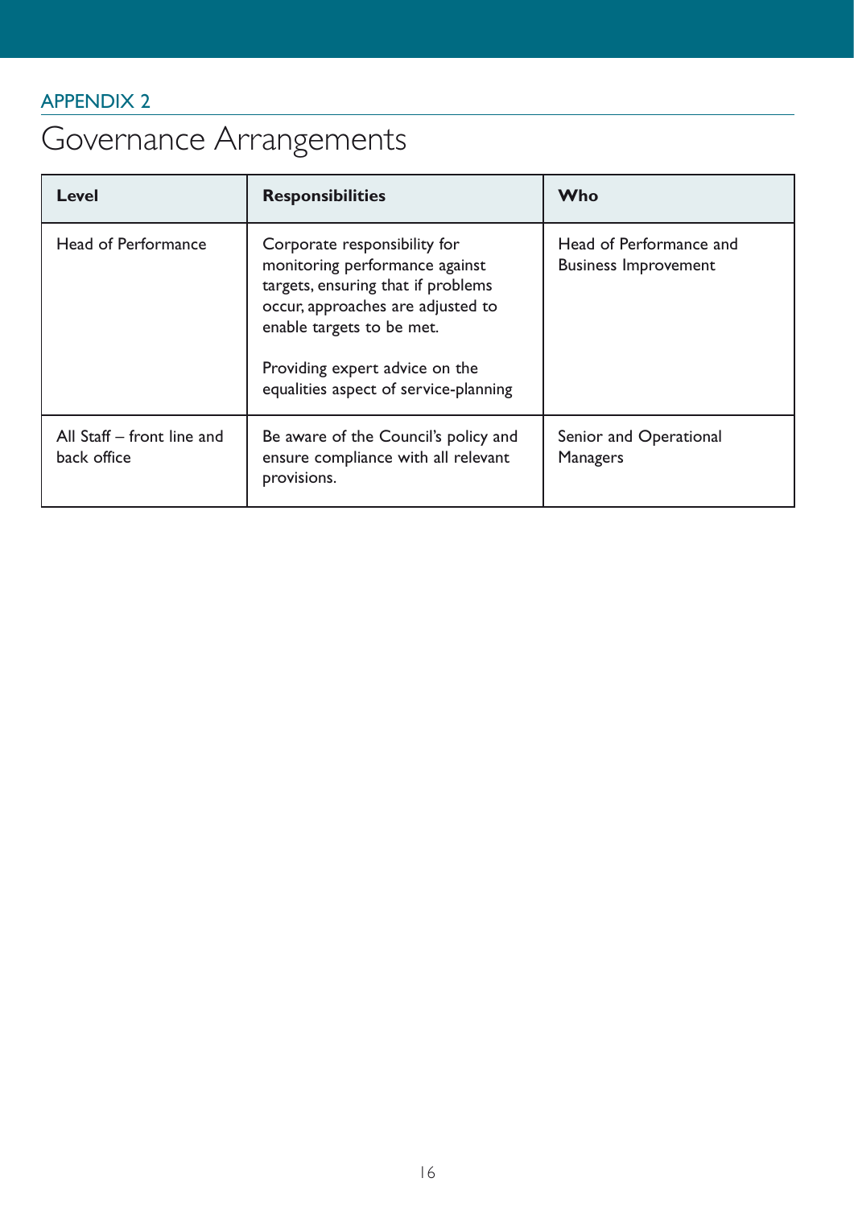APPENDIX 2

# Governance Arrangements

| Level | Responsibilities | Who |
|---|---|---|
| Head of Performance | Corporate responsibility for monitoring performance against targets, ensuring that if problems occur, approaches are adjusted to enable targets to be met.<br><br>Providing expert advice on the equalities aspect of service-planning | Head of Performance and Business Improvement |
| All Staff – front line and back office | Be aware of the Council's policy and ensure compliance with all relevant provisions. | Senior and Operational Managers |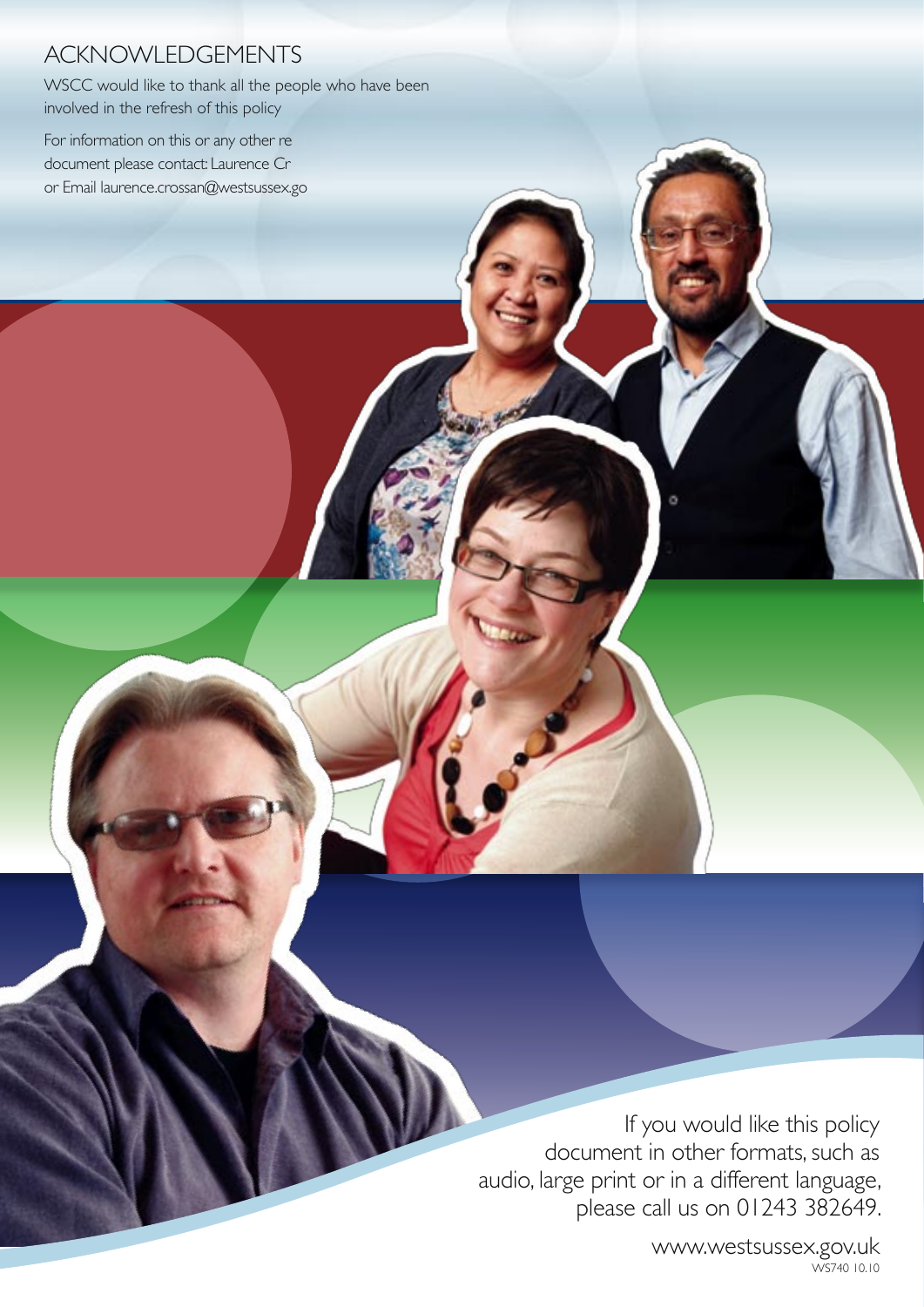## ACKNOWLEDGEMENTS

WSCC would like to thank all the people who have been involved in the refresh of this policy

For information on this or any other re document please contact: Laurence Cr or Email laurence.crossan@westsussex.go

If you would like this policy document in other formats, such as audio, large print or in a different language, please call us on 01243 382649.

www.westsussex.gov.uk

WS740 10.10